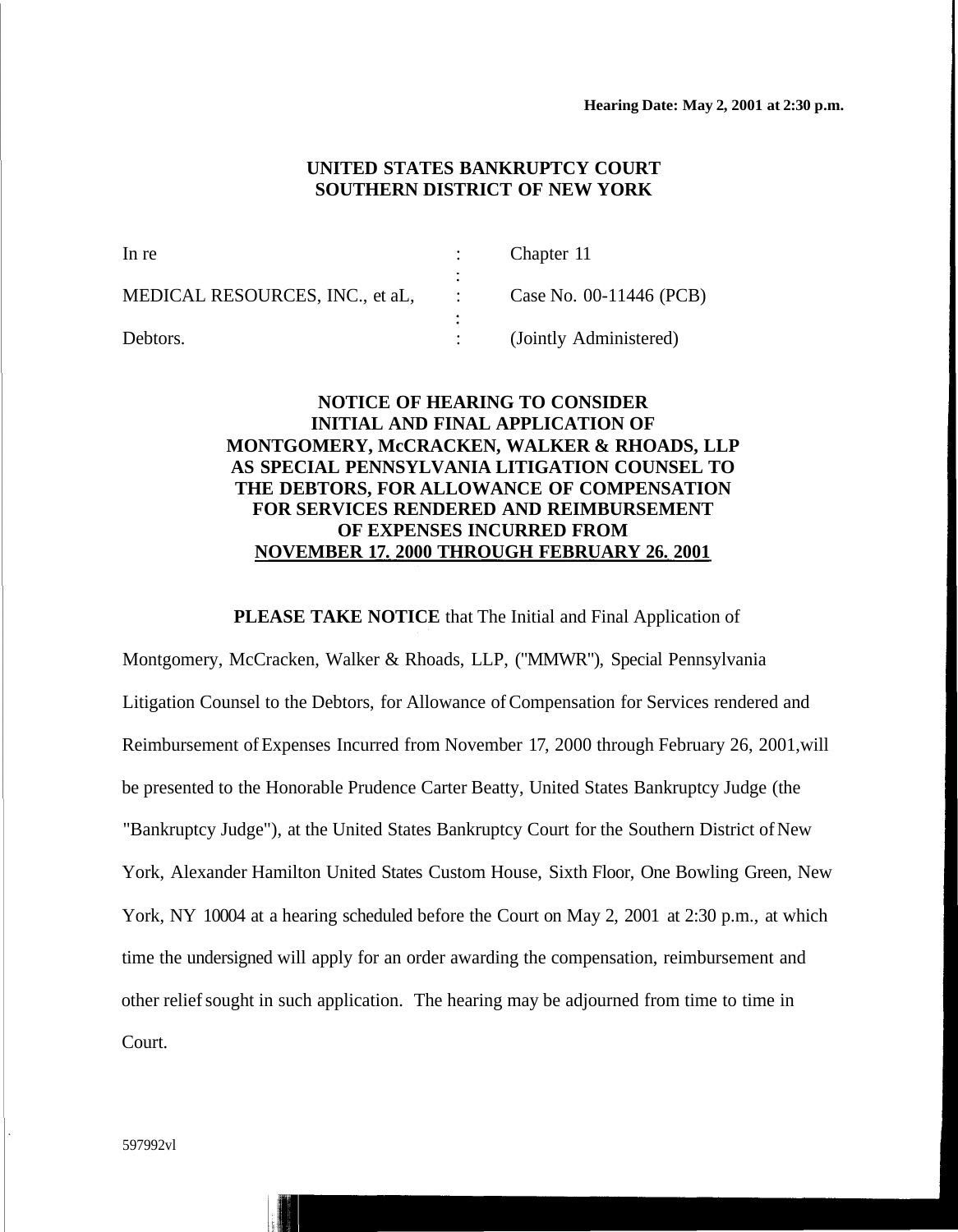**Hearing Date: May 2, 2001 at 2:30 p.m.**

**UNITED STATES BANKRUPTCY COURT**
**SOUTHERN DISTRICT OF NEW YORK**

| | | |
|---|---|---|
| In re | : | Chapter 11 |
| | : | |
| MEDICAL RESOURCES, INC., et aL, | : | Case No. 00-11446 (PCB) |
| | : | |
| Debtors. | : | (Jointly Administered) |

**NOTICE OF HEARING TO CONSIDER INITIAL AND FINAL APPLICATION OF MONTGOMERY, McCRACKEN, WALKER & RHOADS, LLP AS SPECIAL PENNSYLVANIA LITIGATION COUNSEL TO THE DEBTORS, FOR ALLOWANCE OF COMPENSATION FOR SERVICES RENDERED AND REIMBURSEMENT OF EXPENSES INCURRED FROM NOVEMBER 17. 2000 THROUGH FEBRUARY 26. 2001**

**PLEASE TAKE NOTICE** that The Initial and Final Application of Montgomery, McCracken, Walker & Rhoads, LLP, ("MMWR"), Special Pennsylvania Litigation Counsel to the Debtors, for Allowance of Compensation for Services rendered and Reimbursement of Expenses Incurred from November 17, 2000 through February 26, 2001,will be presented to the Honorable Prudence Carter Beatty, United States Bankruptcy Judge (the "Bankruptcy Judge"), at the United States Bankruptcy Court for the Southern District of New York, Alexander Hamilton United States Custom House, Sixth Floor, One Bowling Green, New York, NY 10004 at a hearing scheduled before the Court on May 2, 2001 at 2:30 p.m., at which time the undersigned will apply for an order awarding the compensation, reimbursement and other relief sought in such application. The hearing may be adjourned from time to time in Court.

597992vl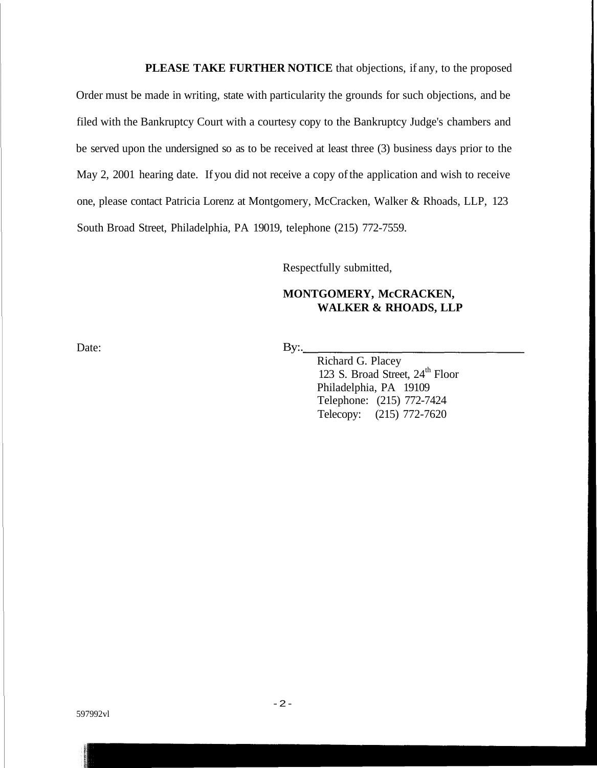**PLEASE TAKE FURTHER NOTICE** that objections, if any, to the proposed Order must be made in writing, state with particularity the grounds for such objections, and be filed with the Bankruptcy Court with a courtesy copy to the Bankruptcy Judge's chambers and be served upon the undersigned so as to be received at least three (3) business days prior to the May 2, 2001 hearing date. If you did not receive a copy of the application and wish to receive one, please contact Patricia Lorenz at Montgomery, McCracken, Walker & Rhoads, LLP, 123 South Broad Street, Philadelphia, PA 19019, telephone (215) 772-7559.

Respectfully submitted,

**MONTGOMERY, McCRACKEN, WALKER & RHOADS, LLP**

Date:

By:.______________________________

Richard G. Placey
123 S. Broad Street, 24th Floor
Philadelphia, PA 19109
Telephone: (215) 772-7424
Telecopy: (215) 772-7620

597992vl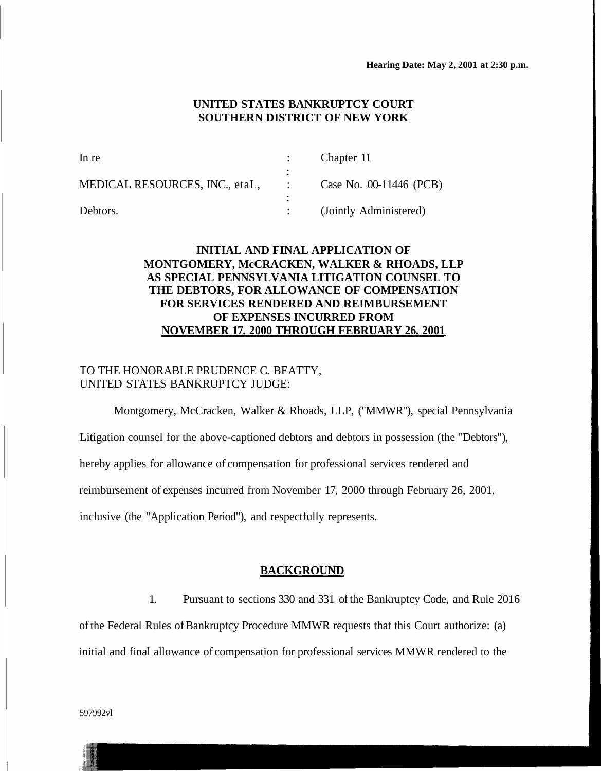**Hearing Date: May 2, 2001 at 2:30 p.m.**

**UNITED STATES BANKRUPTCY COURT**
**SOUTHERN DISTRICT OF NEW YORK**

| | | |
|---|---|---|
| In re | : | Chapter 11 |
| | : | |
| MEDICAL RESOURCES, INC., etaL, | : | Case No. 00-11446 (PCB) |
| | : | |
| Debtors. | : | (Jointly Administered) |

**INITIAL AND FINAL APPLICATION OF MONTGOMERY, McCRACKEN, WALKER & RHOADS, LLP AS SPECIAL PENNSYLVANIA LITIGATION COUNSEL TO THE DEBTORS, FOR ALLOWANCE OF COMPENSATION FOR SERVICES RENDERED AND REIMBURSEMENT OF EXPENSES INCURRED FROM NOVEMBER 17. 2000 THROUGH FEBRUARY 26. 2001**

TO THE HONORABLE PRUDENCE C. BEATTY,
UNITED STATES BANKRUPTCY JUDGE:

Montgomery, McCracken, Walker & Rhoads, LLP, ("MMWR"), special Pennsylvania Litigation counsel for the above-captioned debtors and debtors in possession (the "Debtors"), hereby applies for allowance of compensation for professional services rendered and reimbursement of expenses incurred from November 17, 2000 through February 26, 2001, inclusive (the "Application Period"), and respectfully represents.

## BACKGROUND

1. Pursuant to sections 330 and 331 of the Bankruptcy Code, and Rule 2016 of the Federal Rules of Bankruptcy Procedure MMWR requests that this Court authorize: (a) initial and final allowance of compensation for professional services MMWR rendered to the

597992vl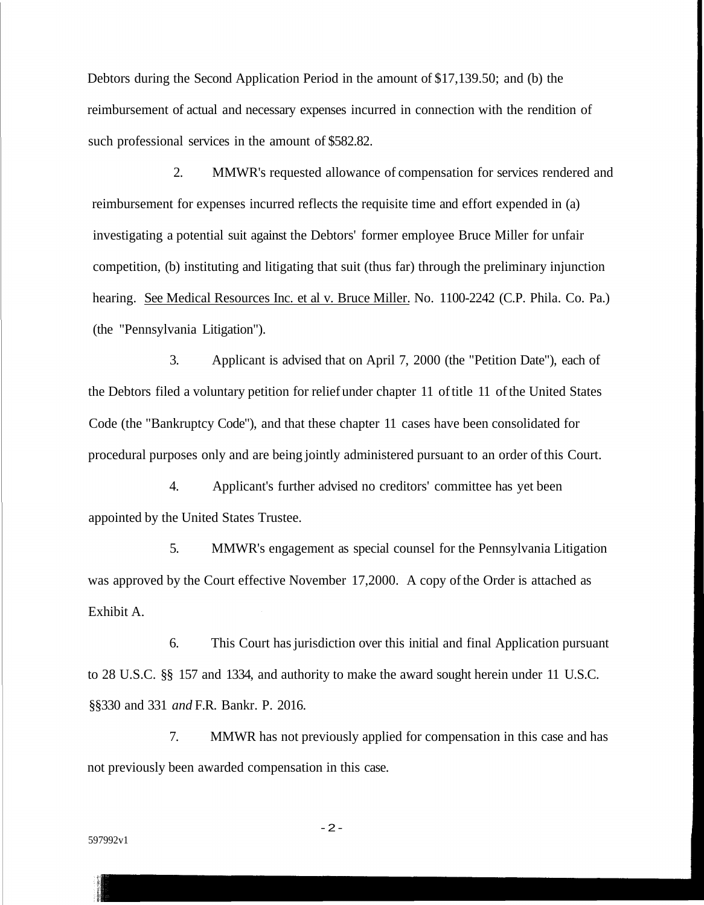Debtors during the Second Application Period in the amount of $17,139.50; and (b) the reimbursement of actual and necessary expenses incurred in connection with the rendition of such professional services in the amount of $582.82.

2. MMWR's requested allowance of compensation for services rendered and reimbursement for expenses incurred reflects the requisite time and effort expended in (a) investigating a potential suit against the Debtors' former employee Bruce Miller for unfair competition, (b) instituting and litigating that suit (thus far) through the preliminary injunction hearing. See Medical Resources Inc. et al v. Bruce Miller. No. 1100-2242 (C.P. Phila. Co. Pa.) (the "Pennsylvania Litigation").

3. Applicant is advised that on April 7, 2000 (the "Petition Date"), each of the Debtors filed a voluntary petition for relief under chapter 11 of title 11 of the United States Code (the "Bankruptcy Code"), and that these chapter 11 cases have been consolidated for procedural purposes only and are being jointly administered pursuant to an order of this Court.

4. Applicant's further advised no creditors' committee has yet been appointed by the United States Trustee.

5. MMWR's engagement as special counsel for the Pennsylvania Litigation was approved by the Court effective November 17,2000. A copy of the Order is attached as Exhibit A.

6. This Court has jurisdiction over this initial and final Application pursuant to 28 U.S.C. §§ 157 and 1334, and authority to make the award sought herein under 11 U.S.C. §§330 and 331 *and* F.R. Bankr. P. 2016.

7. MMWR has not previously applied for compensation in this case and has not previously been awarded compensation in this case.

597992v1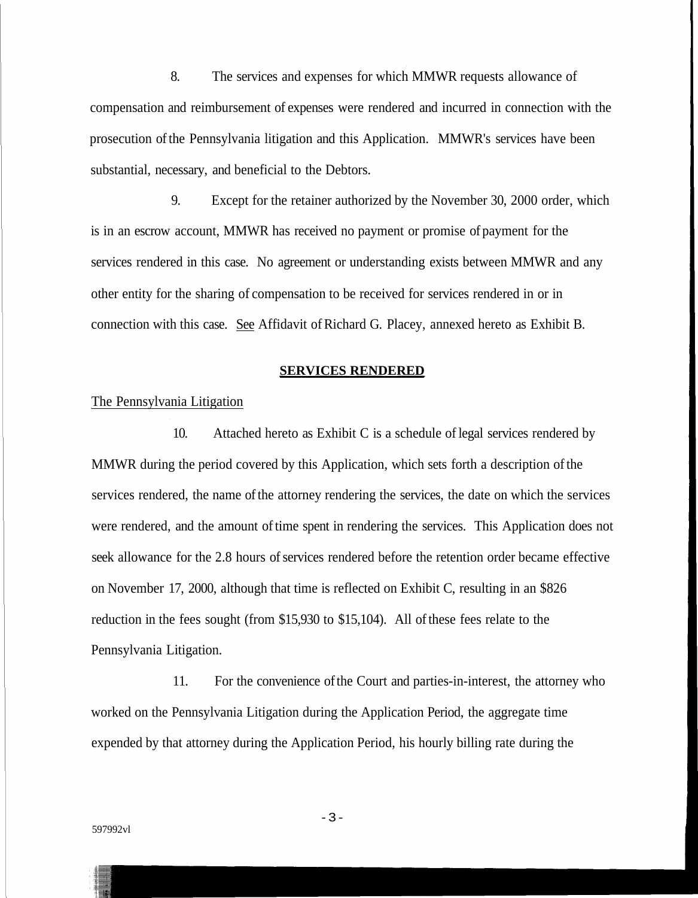8. The services and expenses for which MMWR requests allowance of compensation and reimbursement of expenses were rendered and incurred in connection with the prosecution of the Pennsylvania litigation and this Application. MMWR's services have been substantial, necessary, and beneficial to the Debtors.

9. Except for the retainer authorized by the November 30, 2000 order, which is in an escrow account, MMWR has received no payment or promise of payment for the services rendered in this case. No agreement or understanding exists between MMWR and any other entity for the sharing of compensation to be received for services rendered in or in connection with this case. See Affidavit of Richard G. Placey, annexed hereto as Exhibit B.

**SERVICES RENDERED**

The Pennsylvania Litigation

10. Attached hereto as Exhibit C is a schedule of legal services rendered by MMWR during the period covered by this Application, which sets forth a description of the services rendered, the name of the attorney rendering the services, the date on which the services were rendered, and the amount of time spent in rendering the services. This Application does not seek allowance for the 2.8 hours of services rendered before the retention order became effective on November 17, 2000, although that time is reflected on Exhibit C, resulting in an $826 reduction in the fees sought (from $15,930 to $15,104). All of these fees relate to the Pennsylvania Litigation.

11. For the convenience of the Court and parties-in-interest, the attorney who worked on the Pennsylvania Litigation during the Application Period, the aggregate time expended by that attorney during the Application Period, his hourly billing rate during the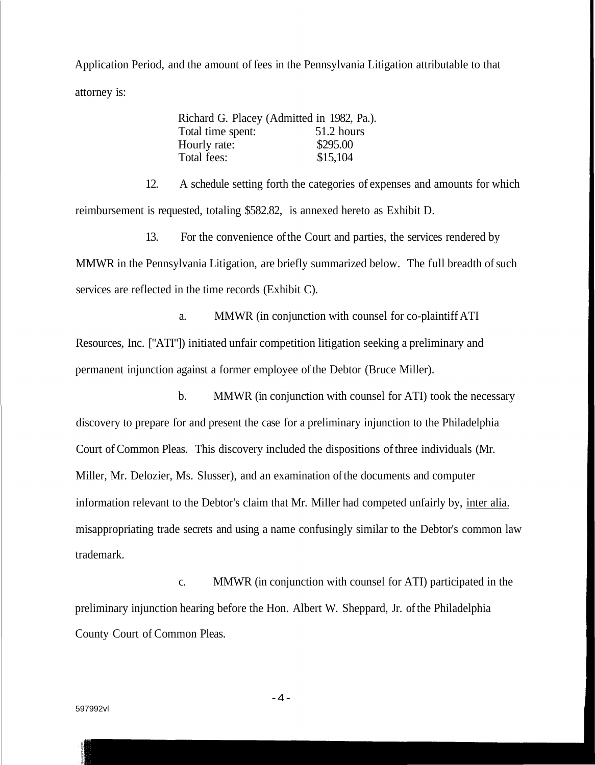Application Period, and the amount of fees in the Pennsylvania Litigation attributable to that attorney is:

| Richard G. Placey (Admitted in 1982, Pa.). | |
|---|---|
| Total time spent: | 51.2 hours |
| Hourly rate: | $295.00 |
| Total fees: | $15,104 |

12. A schedule setting forth the categories of expenses and amounts for which reimbursement is requested, totaling $582.82, is annexed hereto as Exhibit D.

13. For the convenience of the Court and parties, the services rendered by MMWR in the Pennsylvania Litigation, are briefly summarized below. The full breadth of such services are reflected in the time records (Exhibit C).

a. MMWR (in conjunction with counsel for co-plaintiff ATI Resources, Inc. ["ATI"]) initiated unfair competition litigation seeking a preliminary and permanent injunction against a former employee of the Debtor (Bruce Miller).

b. MMWR (in conjunction with counsel for ATI) took the necessary discovery to prepare for and present the case for a preliminary injunction to the Philadelphia Court of Common Pleas. This discovery included the dispositions of three individuals (Mr. Miller, Mr. Delozier, Ms. Slusser), and an examination of the documents and computer information relevant to the Debtor's claim that Mr. Miller had competed unfairly by, inter alia. misappropriating trade secrets and using a name confusingly similar to the Debtor's common law trademark.

c. MMWR (in conjunction with counsel for ATI) participated in the preliminary injunction hearing before the Hon. Albert W. Sheppard, Jr. of the Philadelphia County Court of Common Pleas.

597992vl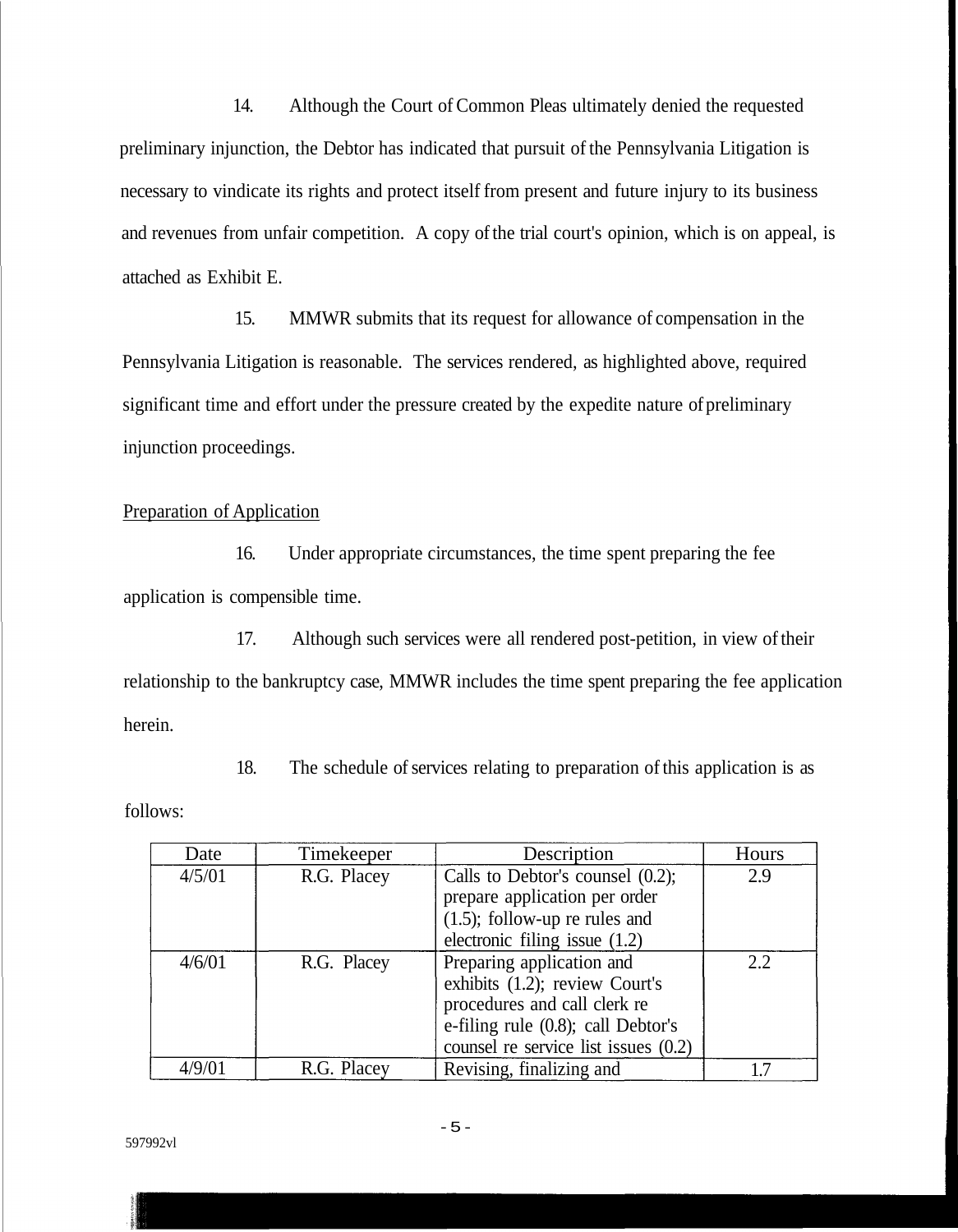14. Although the Court of Common Pleas ultimately denied the requested preliminary injunction, the Debtor has indicated that pursuit of the Pennsylvania Litigation is necessary to vindicate its rights and protect itself from present and future injury to its business and revenues from unfair competition. A copy of the trial court's opinion, which is on appeal, is attached as Exhibit E.

15. MMWR submits that its request for allowance of compensation in the Pennsylvania Litigation is reasonable. The services rendered, as highlighted above, required significant time and effort under the pressure created by the expedite nature of preliminary injunction proceedings.

<u>Preparation of Application</u>

16. Under appropriate circumstances, the time spent preparing the fee application is compensible time.

17. Although such services were all rendered post-petition, in view of their relationship to the bankruptcy case, MMWR includes the time spent preparing the fee application herein.

18. The schedule of services relating to preparation of this application is as follows:

| Date | Timekeeper | Description | Hours |
|---|---|---|---|
| 4/5/01 | R.G. Placey | Calls to Debtor's counsel (0.2); prepare application per order (1.5); follow-up re rules and electronic filing issue (1.2) | 2.9 |
| 4/6/01 | R.G. Placey | Preparing application and exhibits (1.2); review Court's procedures and call clerk re e-filing rule (0.8); call Debtor's counsel re service list issues (0.2) | 2.2 |
| 4/9/01 | R.G. Placey | Revising, finalizing and | 1.7 |

597992vl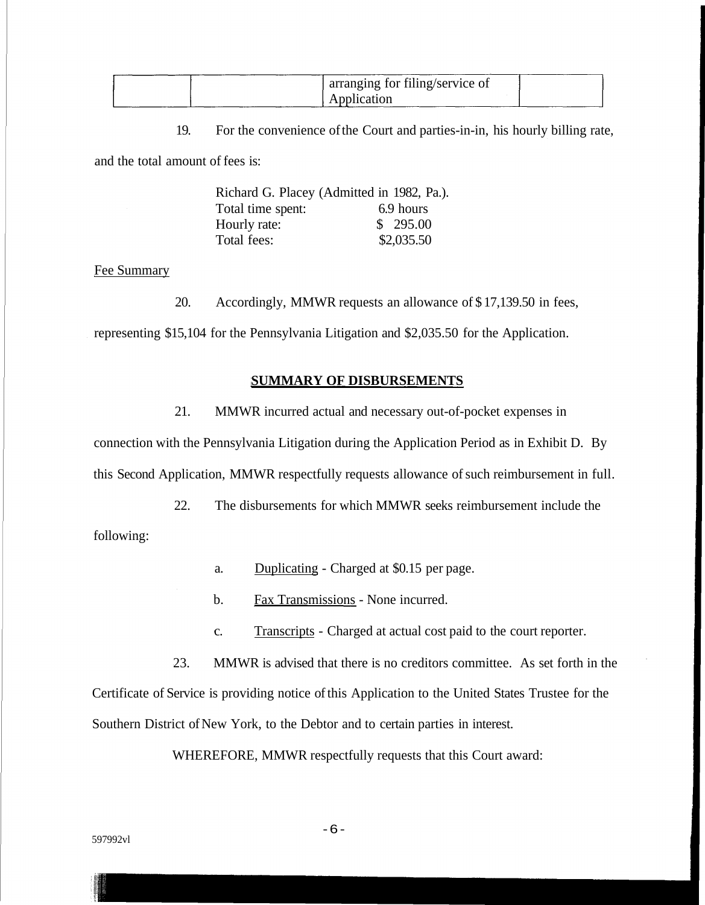| | | arranging for filing/service of Application | |
|---|---|---|---|

19. For the convenience of the Court and parties-in-in, his hourly billing rate, and the total amount of fees is:

| Richard G. Placey (Admitted in 1982, Pa.). | |
|---|---|
| Total time spent: | 6.9 hours |
| Hourly rate: | $ 295.00 |
| Total fees: | $2,035.50 |

Fee Summary

20. Accordingly, MMWR requests an allowance of $ 17,139.50 in fees, representing $15,104 for the Pennsylvania Litigation and $2,035.50 for the Application.

**SUMMARY OF DISBURSEMENTS**

21. MMWR incurred actual and necessary out-of-pocket expenses in connection with the Pennsylvania Litigation during the Application Period as in Exhibit D. By this Second Application, MMWR respectfully requests allowance of such reimbursement in full.

22. The disbursements for which MMWR seeks reimbursement include the following:

a. Duplicating - Charged at $0.15 per page.

b. Fax Transmissions - None incurred.

c. Transcripts - Charged at actual cost paid to the court reporter.

23. MMWR is advised that there is no creditors committee. As set forth in the Certificate of Service is providing notice of this Application to the United States Trustee for the Southern District of New York, to the Debtor and to certain parties in interest.

WHEREFORE, MMWR respectfully requests that this Court award:

597992vl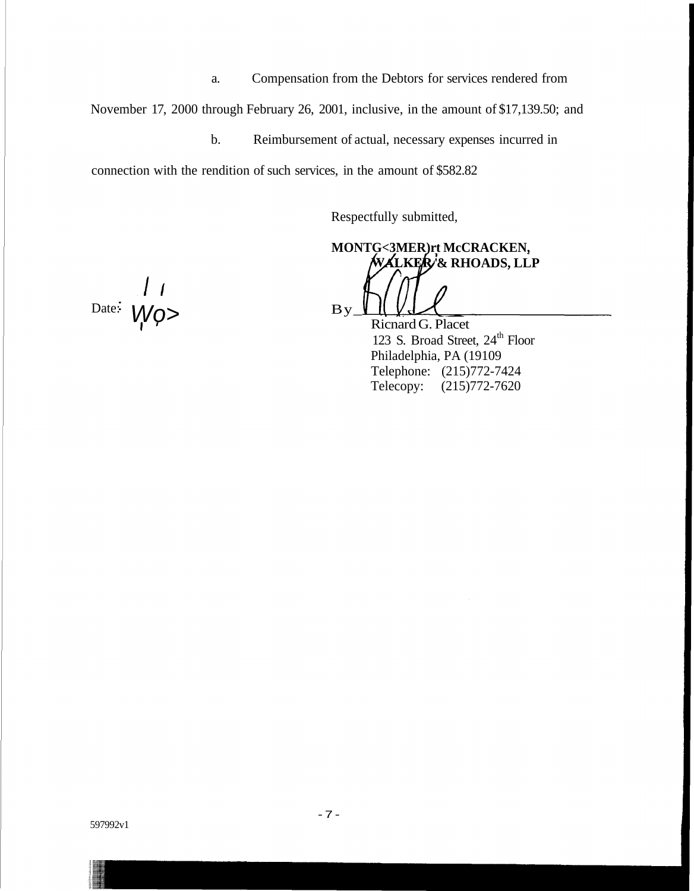a. Compensation from the Debtors for services rendered from November 17, 2000 through February 26, 2001, inclusive, in the amount of $17,139.50; and

b. Reimbursement of actual, necessary expenses incurred in connection with the rendition of such services, in the amount of $582.82

Respectfully submitted,

**MONTG<3MER)rt McCRACKEN, WALKER'& RHOADS, LLP**

Date: / / Wo>

By\_\_\_\_\_\_\_\_\_\_\_\_\_\_\_\_\_\_\_\_\_\_\_\_

Ricnard G. Placet
123 S. Broad Street, 24th Floor
Philadelphia, PA (19109
Telephone: (215)772-7424
Telecopy: (215)772-7620

597992v1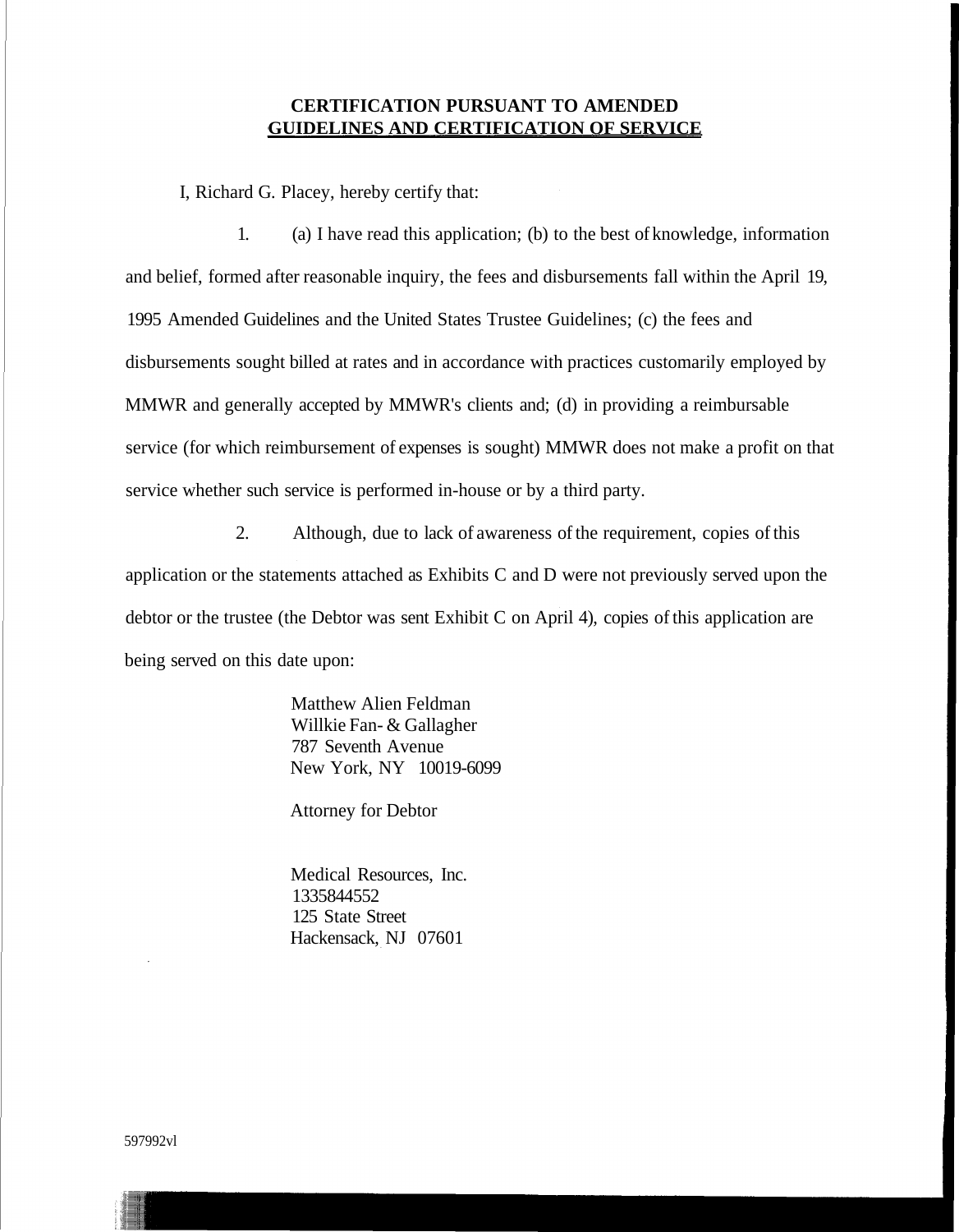**CERTIFICATION PURSUANT TO AMENDED**
**GUIDELINES AND CERTIFICATION OF SERVICE**

I, Richard G. Placey, hereby certify that:

1. (a) I have read this application; (b) to the best of knowledge, information and belief, formed after reasonable inquiry, the fees and disbursements fall within the April 19, 1995 Amended Guidelines and the United States Trustee Guidelines; (c) the fees and disbursements sought billed at rates and in accordance with practices customarily employed by MMWR and generally accepted by MMWR's clients and; (d) in providing a reimbursable service (for which reimbursement of expenses is sought) MMWR does not make a profit on that service whether such service is performed in-house or by a third party.

2. Although, due to lack of awareness of the requirement, copies of this application or the statements attached as Exhibits C and D were not previously served upon the debtor or the trustee (the Debtor was sent Exhibit C on April 4), copies of this application are being served on this date upon:

Matthew Alien Feldman
Willkie Fan- & Gallagher
787 Seventh Avenue
New York, NY 10019-6099

Attorney for Debtor

Medical Resources, Inc.
1335844552
125 State Street
Hackensack, NJ 07601

597992vl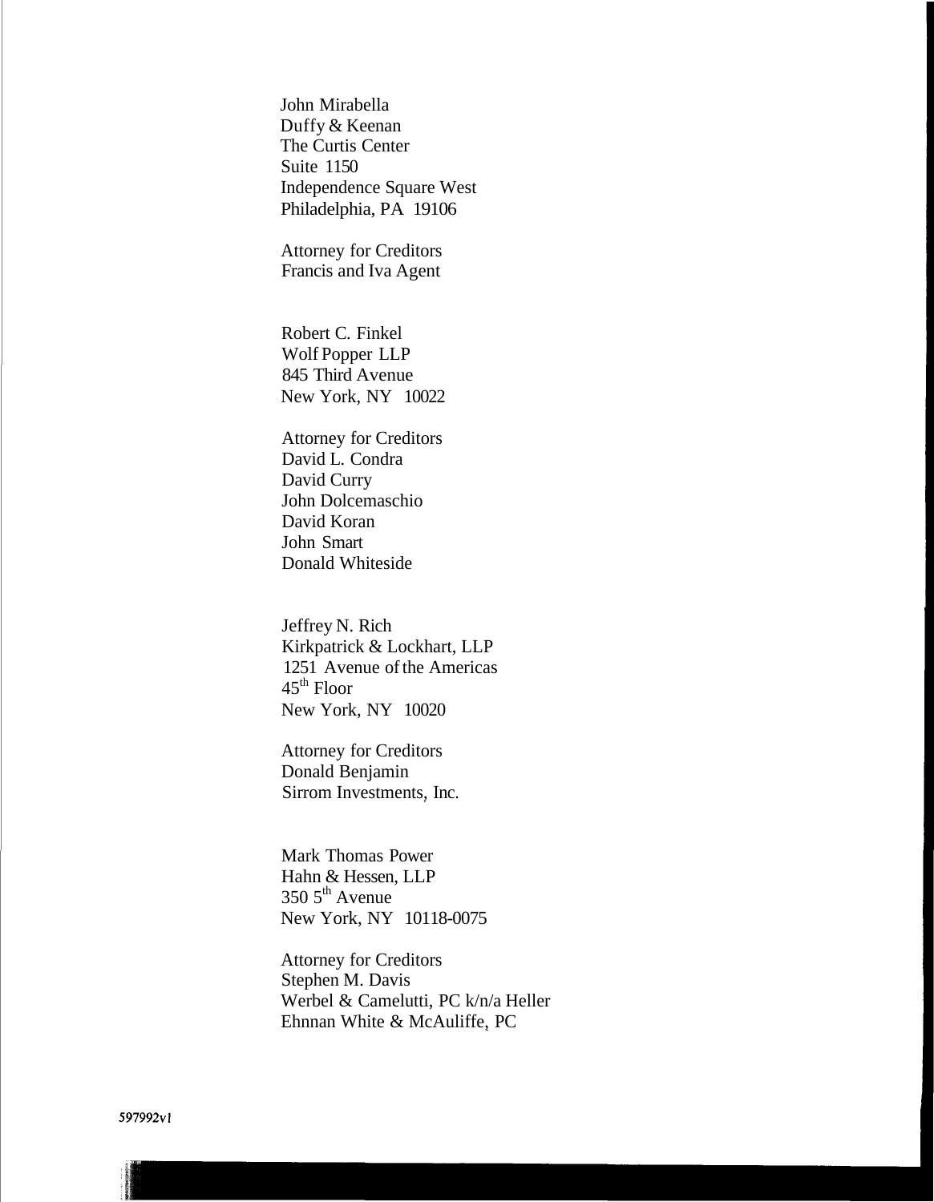John Mirabella
Duffy & Keenan
The Curtis Center
Suite 1150
Independence Square West
Philadelphia, PA 19106

Attorney for Creditors
Francis and Iva Agent

Robert C. Finkel
Wolf Popper LLP
845 Third Avenue
New York, NY 10022

Attorney for Creditors
David L. Condra
David Curry
John Dolcemaschio
David Koran
John Smart
Donald Whiteside

Jeffrey N. Rich
Kirkpatrick & Lockhart, LLP
1251 Avenue of the Americas
45th Floor
New York, NY 10020

Attorney for Creditors
Donald Benjamin
Sirrom Investments, Inc.

Mark Thomas Power
Hahn & Hessen, LLP
350 5th Avenue
New York, NY 10118-0075

Attorney for Creditors
Stephen M. Davis
Werbel & Camelutti, PC k/n/a Heller
Ehnnan White & McAuliffe, PC

597992v1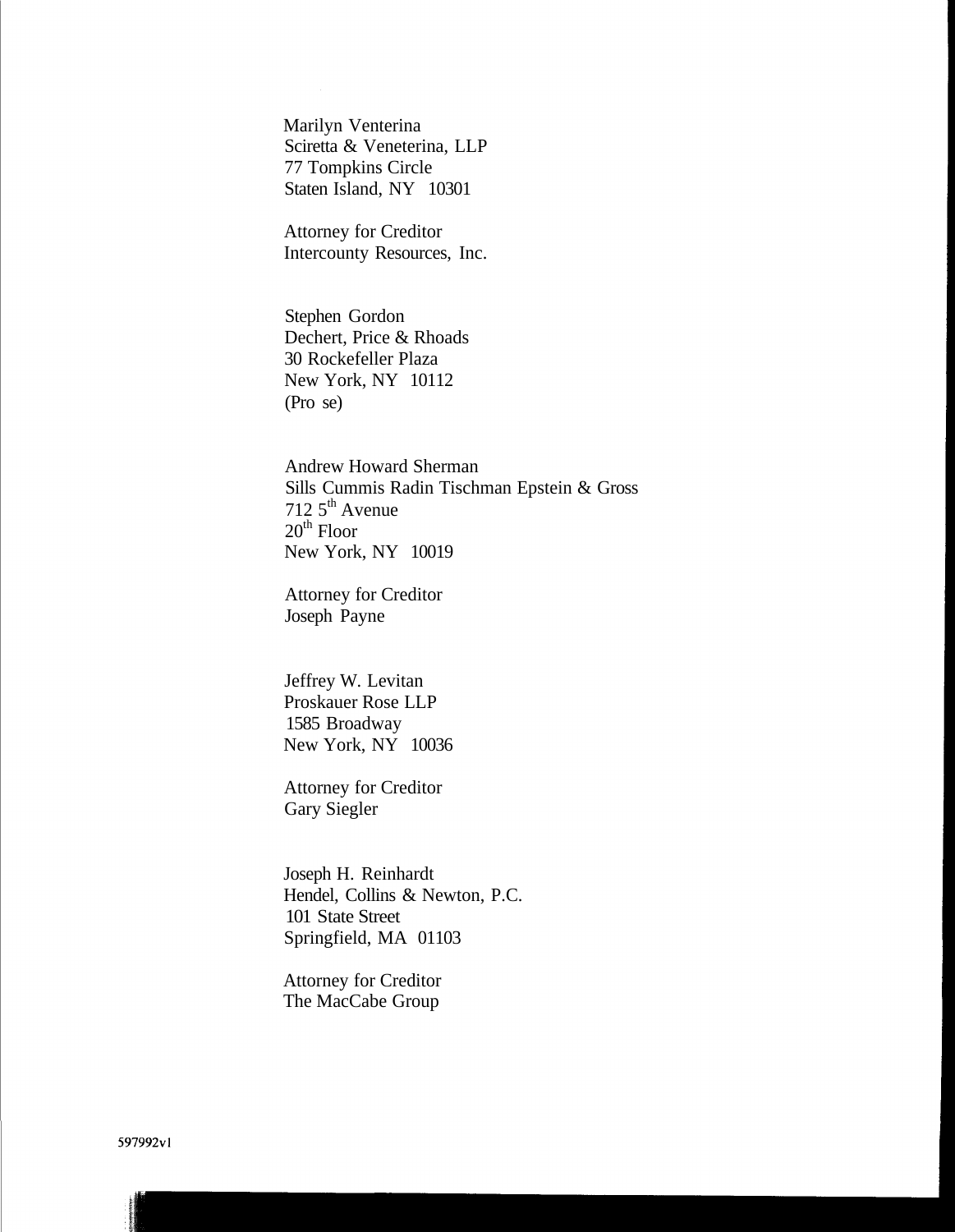Marilyn Venterina
Sciretta & Veneterina, LLP
77 Tompkins Circle
Staten Island, NY 10301

Attorney for Creditor
Intercounty Resources, Inc.

Stephen Gordon
Dechert, Price & Rhoads
30 Rockefeller Plaza
New York, NY 10112
(Pro se)

Andrew Howard Sherman
Sills Cummis Radin Tischman Epstein & Gross
712 5th Avenue
20th Floor
New York, NY 10019

Attorney for Creditor
Joseph Payne

Jeffrey W. Levitan
Proskauer Rose LLP
1585 Broadway
New York, NY 10036

Attorney for Creditor
Gary Siegler

Joseph H. Reinhardt
Hendel, Collins & Newton, P.C.
101 State Street
Springfield, MA 01103

Attorney for Creditor
The MacCabe Group

597992v1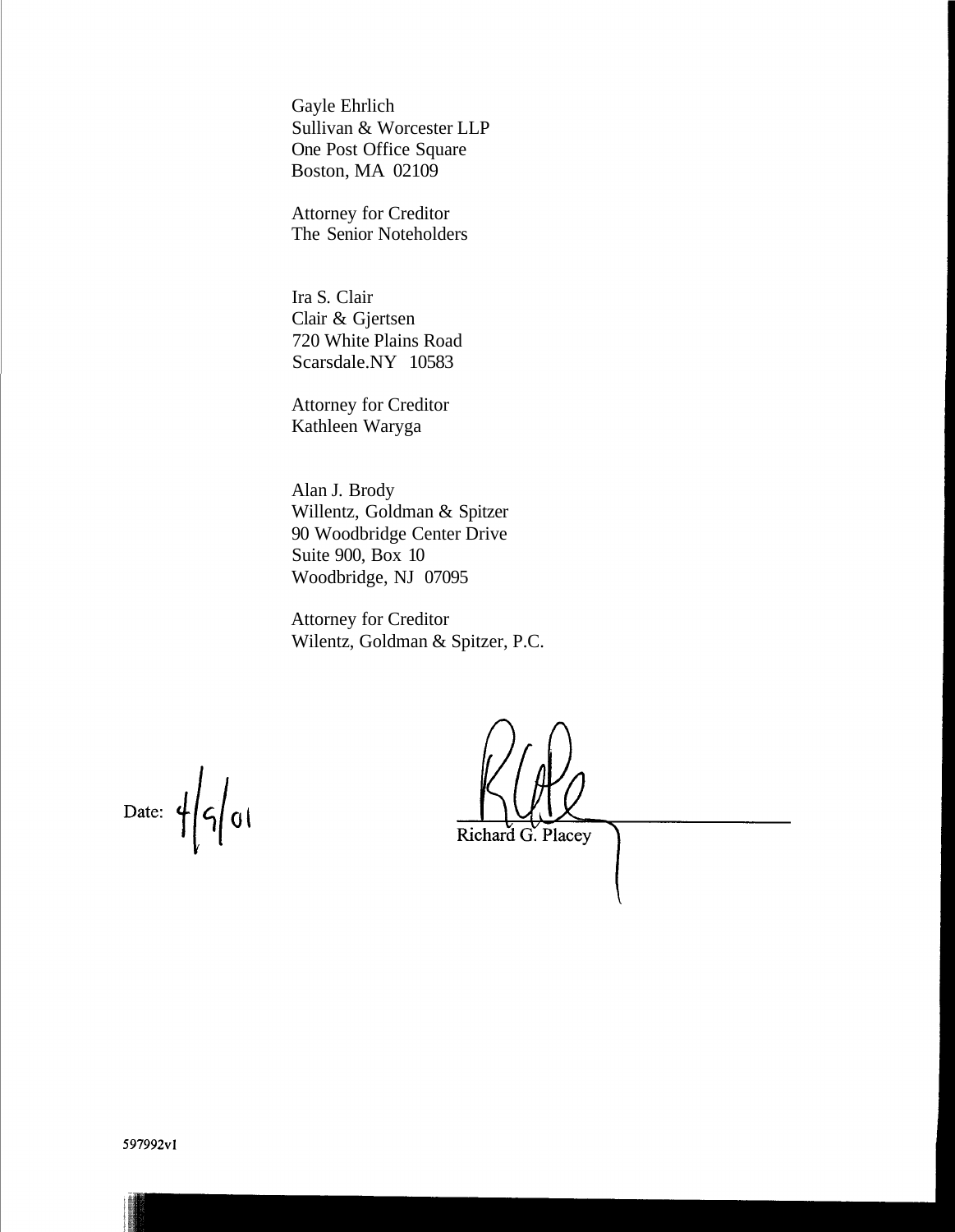Gayle Ehrlich
Sullivan & Worcester LLP
One Post Office Square
Boston, MA 02109

Attorney for Creditor
The Senior Noteholders

Ira S. Clair
Clair & Gjertsen
720 White Plains Road
Scarsdale.NY 10583

Attorney for Creditor
Kathleen Waryga

Alan J. Brody
Willentz, Goldman & Spitzer
90 Woodbridge Center Drive
Suite 900, Box 10
Woodbridge, NJ 07095

Attorney for Creditor
Wilentz, Goldman & Spitzer, P.C.

Date: 4/9/01

Richard G. Placey

597992v1